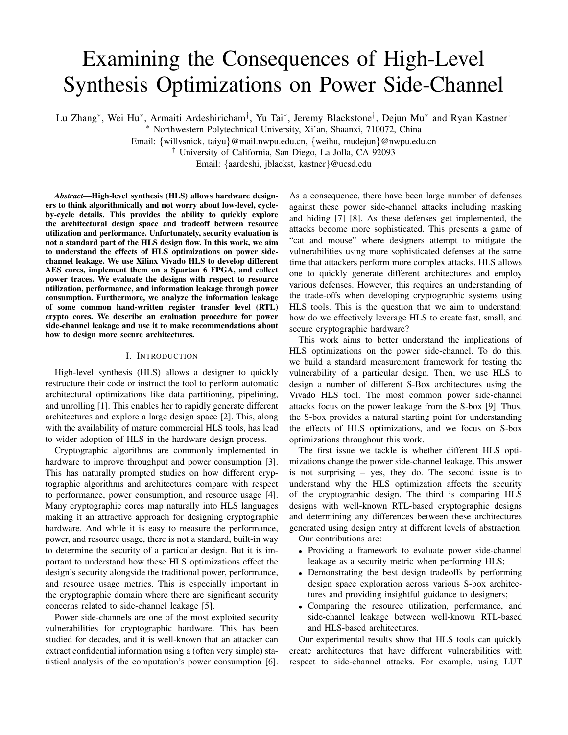# Examining the Consequences of High-Level Synthesis Optimizations on Power Side-Channel

Lu Zhang*, Wei Hu*, Armaiti Ardeshiricham†, Yu Tai*, Jeremy Blackstone†, Dejun Mu* and Ryan Kastner†

* Northwestern Polytechnical University, Xi'an, Shaanxi, 710072, China

Email: {willvsnick, taiyu}@mail.nwpu.edu.cn, {weihu, mudejun}@nwpu.edu.cn

† University of California, San Diego, La Jolla, CA 92093

Email: {aardeshi, jblackst, kastner}@ucsd.edu

***Abstract*—High-level synthesis (HLS) allows hardware designers to think algorithmically and not worry about low-level, cycle-by-cycle details. This provides the ability to quickly explore the architectural design space and tradeoff between resource utilization and performance. Unfortunately, security evaluation is not a standard part of the HLS design flow. In this work, we aim to understand the effects of HLS optimizations on power side-channel leakage. We use Xilinx Vivado HLS to develop different AES cores, implement them on a Spartan 6 FPGA, and collect power traces. We evaluate the designs with respect to resource utilization, performance, and information leakage through power consumption. Furthermore, we analyze the information leakage of some common hand-written register transfer level (RTL) crypto cores. We describe an evaluation procedure for power side-channel leakage and use it to make recommendations about how to design more secure architectures.**

## I. Introduction

High-level synthesis (HLS) allows a designer to quickly restructure their code or instruct the tool to perform automatic architectural optimizations like data partitioning, pipelining, and unrolling [1]. This enables her to rapidly generate different architectures and explore a large design space [2]. This, along with the availability of mature commercial HLS tools, has lead to wider adoption of HLS in the hardware design process.

Cryptographic algorithms are commonly implemented in hardware to improve throughput and power consumption [3]. This has naturally prompted studies on how different cryptographic algorithms and architectures compare with respect to performance, power consumption, and resource usage [4]. Many cryptographic cores map naturally into HLS languages making it an attractive approach for designing cryptographic hardware. And while it is easy to measure the performance, power, and resource usage, there is not a standard, built-in way to determine the security of a particular design. But it is important to understand how these HLS optimizations effect the design's security alongside the traditional power, performance, and resource usage metrics. This is especially important in the cryptographic domain where there are significant security concerns related to side-channel leakage [5].

Power side-channels are one of the most exploited security vulnerabilities for cryptographic hardware. This has been studied for decades, and it is well-known that an attacker can extract confidential information using a (often very simple) statistical analysis of the computation's power consumption [6]. As a consequence, there have been large number of defenses against these power side-channel attacks including masking and hiding [7] [8]. As these defenses get implemented, the attacks become more sophisticated. This presents a game of "cat and mouse" where designers attempt to mitigate the vulnerabilities using more sophisticated defenses at the same time that attackers perform more complex attacks. HLS allows one to quickly generate different architectures and employ various defenses. However, this requires an understanding of the trade-offs when developing cryptographic systems using HLS tools. This is the question that we aim to understand: how do we effectively leverage HLS to create fast, small, and secure cryptographic hardware?

This work aims to better understand the implications of HLS optimizations on the power side-channel. To do this, we build a standard measurement framework for testing the vulnerability of a particular design. Then, we use HLS to design a number of different S-Box architectures using the Vivado HLS tool. The most common power side-channel attacks focus on the power leakage from the S-box [9]. Thus, the S-box provides a natural starting point for understanding the effects of HLS optimizations, and we focus on S-box optimizations throughout this work.

The first issue we tackle is whether different HLS optimizations change the power side-channel leakage. This answer is not surprising – yes, they do. The second issue is to understand why the HLS optimization affects the security of the cryptographic design. The third is comparing HLS designs with well-known RTL-based cryptographic designs and determining any differences between these architectures generated using design entry at different levels of abstraction.

Our contributions are:

- Providing a framework to evaluate power side-channel leakage as a security metric when performing HLS;
- Demonstrating the best design tradeoffs by performing design space exploration across various S-box architectures and providing insightful guidance to designers;
- Comparing the resource utilization, performance, and side-channel leakage between well-known RTL-based and HLS-based architectures.

Our experimental results show that HLS tools can quickly create architectures that have different vulnerabilities with respect to side-channel attacks. For example, using LUT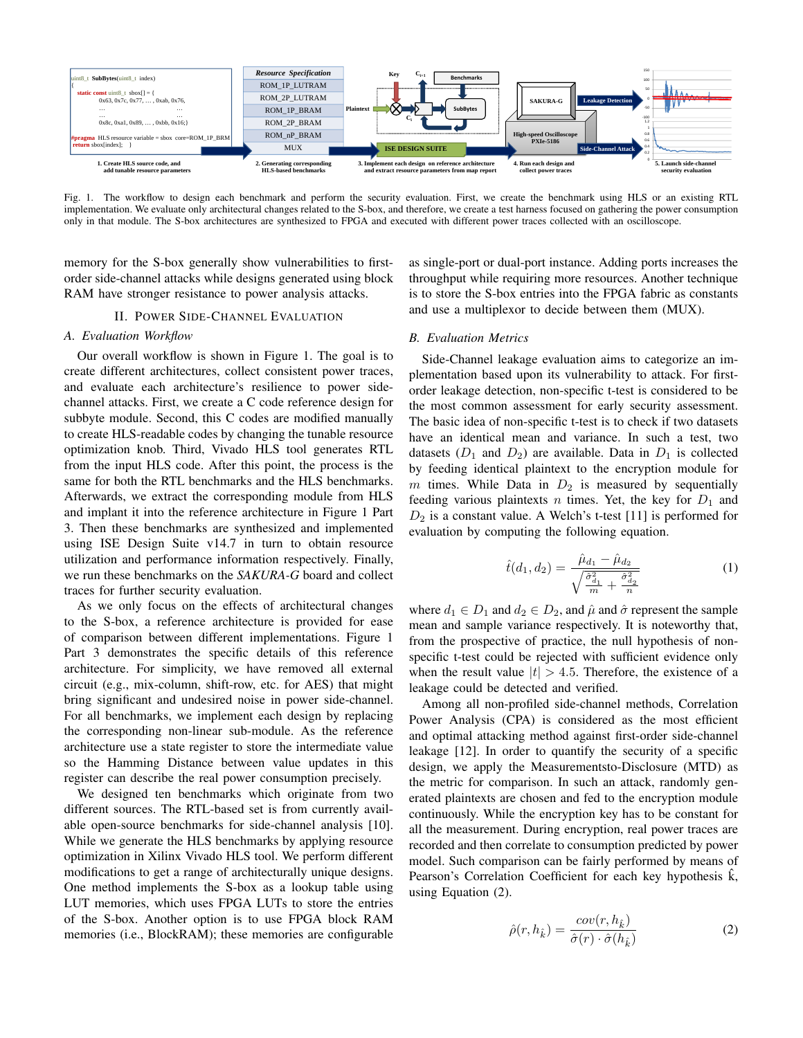1. Create HLS source code, and add tunable resource parameters

2. Generating corresponding HLS-based benchmarks

3. Implement each design on reference architecture and extract resource parameters from map report

4. Run each design and collect power traces

5. Launch side-channel security evaluation

Fig. 1. The workflow to design each benchmark and perform the security evaluation. First, we create the benchmark using HLS or an existing RTL implementation. We evaluate only architectural changes related to the S-box, and therefore, we create a test harness focused on gathering the power consumption only in that module. The S-box architectures are synthesized to FPGA and executed with different power traces collected with an oscilloscope.

memory for the S-box generally show vulnerabilities to first-order side-channel attacks while designs generated using block RAM have stronger resistance to power analysis attacks.

## II. Power Side-Channel Evaluation

### A. Evaluation Workflow

Our overall workflow is shown in Figure 1. The goal is to create different architectures, collect consistent power traces, and evaluate each architecture's resilience to power side-channel attacks. First, we create a C code reference design for subbyte module. Second, this C codes are modified manually to create HLS-readable codes by changing the tunable resource optimization knob. Third, Vivado HLS tool generates RTL from the input HLS code. After this point, the process is the same for both the RTL benchmarks and the HLS benchmarks. Afterwards, we extract the corresponding module from HLS and implant it into the reference architecture in Figure 1 Part 3. Then these benchmarks are synthesized and implemented using ISE Design Suite v14.7 in turn to obtain resource utilization and performance information respectively. Finally, we run these benchmarks on the *SAKURA-G* board and collect traces for further security evaluation.

As we only focus on the effects of architectural changes to the S-box, a reference architecture is provided for ease of comparison between different implementations. Figure 1 Part 3 demonstrates the specific details of this reference architecture. For simplicity, we have removed all external circuit (e.g., mix-column, shift-row, etc. for AES) that might bring significant and undesired noise in power side-channel. For all benchmarks, we implement each design by replacing the corresponding non-linear sub-module. As the reference architecture use a state register to store the intermediate value so the Hamming Distance between value updates in this register can describe the real power consumption precisely.

We designed ten benchmarks which originate from two different sources. The RTL-based set is from currently available open-source benchmarks for side-channel analysis [10]. While we generate the HLS benchmarks by applying resource optimization in Xilinx Vivado HLS tool. We perform different modifications to get a range of architecturally unique designs. One method implements the S-box as a lookup table using LUT memories, which uses FPGA LUTs to store the entries of the S-box. Another option is to use FPGA block RAM memories (i.e., BlockRAM); these memories are configurable as single-port or dual-port instance. Adding ports increases the throughput while requiring more resources. Another technique is to store the S-box entries into the FPGA fabric as constants and use a multiplexor to decide between them (MUX).

### B. Evaluation Metrics

Side-Channel leakage evaluation aims to categorize an implementation based upon its vulnerability to attack. For first-order leakage detection, non-specific t-test is considered to be the most common assessment for early security assessment. The basic idea of non-specific t-test is to check if two datasets have an identical mean and variance. In such a test, two datasets ($D_1$ and $D_2$) are available. Data in $D_1$ is collected by feeding identical plaintext to the encryption module for $m$ times. While Data in $D_2$ is measured by sequentially feeding various plaintexts $n$ times. Yet, the key for $D_1$ and $D_2$ is a constant value. A Welch's t-test [11] is performed for evaluation by computing the following equation.

$$\hat{t}(d_1, d_2) = \frac{\hat{\mu}_{d_1} - \hat{\mu}_{d_2}}{\sqrt{\frac{\hat{\sigma}^2_{d_1}}{m} + \frac{\hat{\sigma}^2_{d_2}}{n}}} \tag{1}$$

where $d_1 \in D_1$ and $d_2 \in D_2$, and $\hat{\mu}$ and $\hat{\sigma}$ represent the sample mean and sample variance respectively. It is noteworthy that, from the prospective of practice, the null hypothesis of non-specific t-test could be rejected with sufficient evidence only when the result value $|t| > 4.5$. Therefore, the existence of a leakage could be detected and verified.

Among all non-profiled side-channel methods, Correlation Power Analysis (CPA) is considered as the most efficient and optimal attacking method against first-order side-channel leakage [12]. In order to quantify the security of a specific design, we apply the Measurementsto-Disclosure (MTD) as the metric for comparison. In such an attack, randomly generated plaintexts are chosen and fed to the encryption module continuously. While the encryption key has to be constant for all the measurement. During encryption, real power traces are recorded and then correlate to consumption predicted by power model. Such comparison can be fairly performed by means of Pearson's Correlation Coefficient for each key hypothesis $\hat{k}$, using Equation (2).

$$\hat{\rho}(r, h_{\hat{k}}) = \frac{cov(r, h_{\hat{k}})}{\hat{\sigma}(r) \cdot \hat{\sigma}(h_{\hat{k}})} \tag{2}$$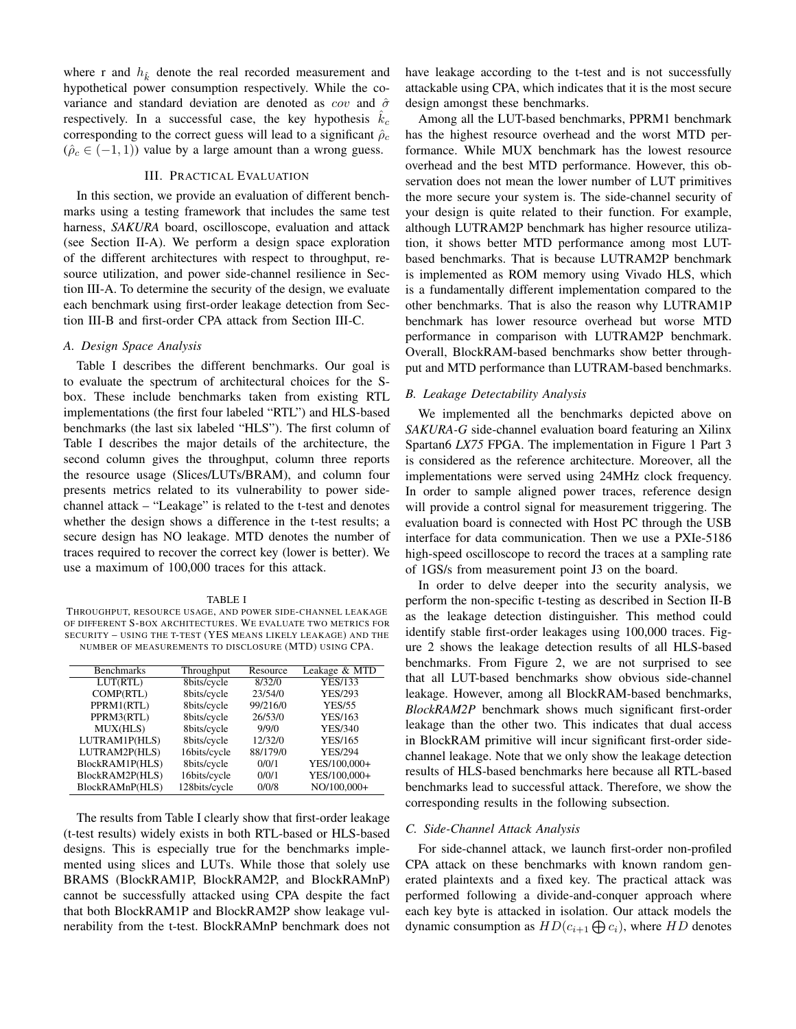where r and $h_{\hat{k}}$ denote the real recorded measurement and hypothetical power consumption respectively. While the covariance and standard deviation are denoted as $cov$ and $\hat{\sigma}$ respectively. In a successful case, the key hypothesis $\hat{k}_c$ corresponding to the correct guess will lead to a significant $\hat{\rho}_c$ ($\hat{\rho}_c \in (-1, 1)$) value by a large amount than a wrong guess.

## III. Practical Evaluation

In this section, we provide an evaluation of different benchmarks using a testing framework that includes the same test harness, *SAKURA* board, oscilloscope, evaluation and attack (see Section II-A). We perform a design space exploration of the different architectures with respect to throughput, resource utilization, and power side-channel resilience in Section III-A. To determine the security of the design, we evaluate each benchmark using first-order leakage detection from Section III-B and first-order CPA attack from Section III-C.

### A. Design Space Analysis

Table I describes the different benchmarks. Our goal is to evaluate the spectrum of architectural choices for the S-box. These include benchmarks taken from existing RTL implementations (the first four labeled "RTL") and HLS-based benchmarks (the last six labeled "HLS"). The first column of Table I describes the major details of the architecture, the second column gives the throughput, column three reports the resource usage (Slices/LUTs/BRAM), and column four presents metrics related to its vulnerability to power side-channel attack – "Leakage" is related to the t-test and denotes whether the design shows a difference in the t-test results; a secure design has NO leakage. MTD denotes the number of traces required to recover the correct key (lower is better). We use a maximum of 100,000 traces for this attack.

TABLE I
THROUGHPUT, RESOURCE USAGE, AND POWER SIDE-CHANNEL LEAKAGE OF DIFFERENT S-BOX ARCHITECTURES. WE EVALUATE TWO METRICS FOR SECURITY – USING THE T-TEST (YES MEANS LIKELY LEAKAGE) AND THE NUMBER OF MEASUREMENTS TO DISCLOSURE (MTD) USING CPA.

| Benchmarks | Throughput | Resource | Leakage & MTD |
|---|---|---|---|
| LUT(RTL) | 8bits/cycle | 8/32/0 | YES/133 |
| COMP(RTL) | 8bits/cycle | 23/54/0 | YES/293 |
| PPRM1(RTL) | 8bits/cycle | 99/216/0 | YES/55 |
| PPRM3(RTL) | 8bits/cycle | 26/53/0 | YES/163 |
| MUX(HLS) | 8bits/cycle | 9/9/0 | YES/340 |
| LUTRAM1P(HLS) | 8bits/cycle | 12/32/0 | YES/165 |
| LUTRAM2P(HLS) | 16bits/cycle | 88/179/0 | YES/294 |
| BlockRAM1P(HLS) | 8bits/cycle | 0/0/1 | YES/100,000+ |
| BlockRAM2P(HLS) | 16bits/cycle | 0/0/1 | YES/100,000+ |
| BlockRAMnP(HLS) | 128bits/cycle | 0/0/8 | NO/100,000+ |

The results from Table I clearly show that first-order leakage (t-test results) widely exists in both RTL-based or HLS-based designs. This is especially true for the benchmarks implemented using slices and LUTs. While those that solely use BRAMS (BlockRAM1P, BlockRAM2P, and BlockRAMnP) cannot be successfully attacked using CPA despite the fact that both BlockRAM1P and BlockRAM2P show leakage vulnerability from the t-test. BlockRAMnP benchmark does not have leakage according to the t-test and is not successfully attackable using CPA, which indicates that it is the most secure design amongst these benchmarks.

Among all the LUT-based benchmarks, PPRM1 benchmark has the highest resource overhead and the worst MTD performance. While MUX benchmark has the lowest resource overhead and the best MTD performance. However, this observation does not mean the lower number of LUT primitives the more secure your system is. The side-channel security of your design is quite related to their function. For example, although LUTRAM2P benchmark has higher resource utilization, it shows better MTD performance among most LUT-based benchmarks. That is because LUTRAM2P benchmark is implemented as ROM memory using Vivado HLS, which is a fundamentally different implementation compared to the other benchmarks. That is also the reason why LUTRAM1P benchmark has lower resource overhead but worse MTD performance in comparison with LUTRAM2P benchmark. Overall, BlockRAM-based benchmarks show better throughput and MTD performance than LUTRAM-based benchmarks.

### B. Leakage Detectability Analysis

We implemented all the benchmarks depicted above on *SAKURA-G* side-channel evaluation board featuring an Xilinx Spartan6 *LX75* FPGA. The implementation in Figure 1 Part 3 is considered as the reference architecture. Moreover, all the implementations were served using 24MHz clock frequency. In order to sample aligned power traces, reference design will provide a control signal for measurement triggering. The evaluation board is connected with Host PC through the USB interface for data communication. Then we use a PXIe-5186 high-speed oscilloscope to record the traces at a sampling rate of 1GS/s from measurement point J3 on the board.

In order to delve deeper into the security analysis, we perform the non-specific t-testing as described in Section II-B as the leakage detection distinguisher. This method could identify stable first-order leakages using 100,000 traces. Figure 2 shows the leakage detection results of all HLS-based benchmarks. From Figure 2, we are not surprised to see that all LUT-based benchmarks show obvious side-channel leakage. However, among all BlockRAM-based benchmarks, *BlockRAM2P* benchmark shows much significant first-order leakage than the other two. This indicates that dual access in BlockRAM primitive will incur significant first-order side-channel leakage. Note that we only show the leakage detection results of HLS-based benchmarks here because all RTL-based benchmarks lead to successful attack. Therefore, we show the corresponding results in the following subsection.

### C. Side-Channel Attack Analysis

For side-channel attack, we launch first-order non-profiled CPA attack on these benchmarks with known random generated plaintexts and a fixed key. The practical attack was performed following a divide-and-conquer approach where each key byte is attacked in isolation. Our attack models the dynamic consumption as $HD(c_{i+1} \bigoplus c_i)$, where $HD$ denotes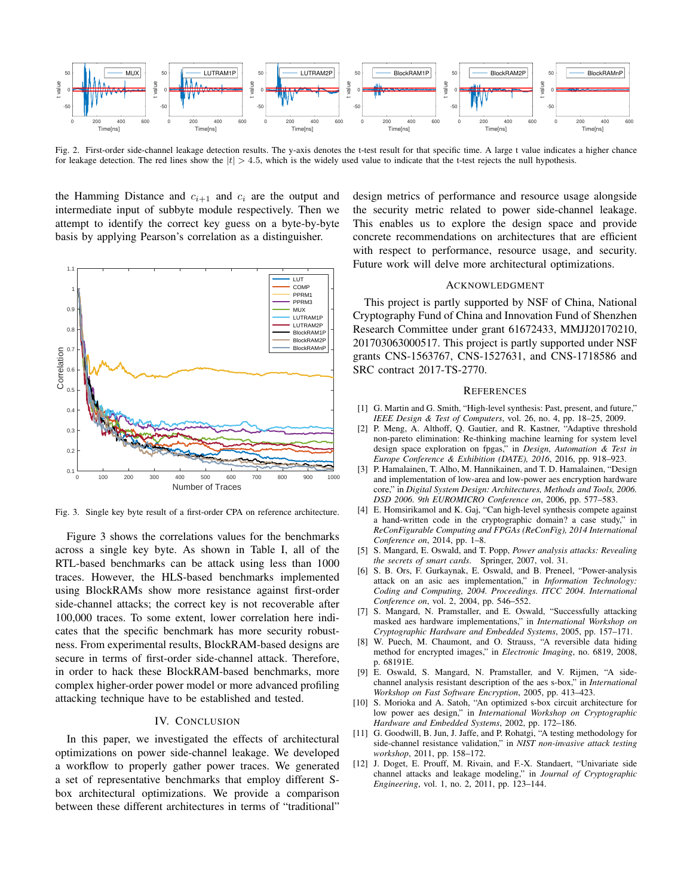MUX
LUTRAM1P
LUTRAM2P
BlockRAM1P
BlockRAM2P
BlockRAMnP
t value
Time[ns]
50
0
-50
0 200 400 600

Fig. 2. First-order side-channel leakage detection results. The y-axis denotes the t-test result for that specific time. A large t value indicates a higher chance for leakage detection. The red lines show the $|t| > 4.5$, which is the widely used value to indicate that the t-test rejects the null hypothesis.

the Hamming Distance and $c_{i+1}$ and $c_i$ are the output and intermediate input of subbyte module respectively. Then we attempt to identify the correct key guess on a byte-by-byte basis by applying Pearson's correlation as a distinguisher.

LUT
COMP
PPRM1
PPRM3
MUX
LUTRAM1P
LUTRAM2P
BlockRAM1P
BlockRAM2P
BlockRAMnP
Correlation
Number of Traces
1.1 1 0.9 0.8 0.7 0.6 0.5 0.4 0.3 0.2 0.1
0 100 200 300 400 500 600 700 800 900 1000

Fig. 3. Single key byte result of a first-order CPA on reference architecture.

Figure 3 shows the correlations values for the benchmarks across a single key byte. As shown in Table I, all of the RTL-based benchmarks can be attack using less than 1000 traces. However, the HLS-based benchmarks implemented using BlockRAMs show more resistance against first-order side-channel attacks; the correct key is not recoverable after 100,000 traces. To some extent, lower correlation here indicates that the specific benchmark has more security robustness. From experimental results, BlockRAM-based designs are secure in terms of first-order side-channel attack. Therefore, in order to hack these BlockRAM-based benchmarks, more complex higher-order power model or more advanced profiling attacking technique have to be established and tested.

## IV. Conclusion

In this paper, we investigated the effects of architectural optimizations on power side-channel leakage. We developed a workflow to properly gather power traces. We generated a set of representative benchmarks that employ different S-box architectural optimizations. We provide a comparison between these different architectures in terms of "traditional" design metrics of performance and resource usage alongside the security metric related to power side-channel leakage. This enables us to explore the design space and provide concrete recommendations on architectures that are efficient with respect to performance, resource usage, and security. Future work will delve more architectural optimizations.

## Acknowledgment

This project is partly supported by NSF of China, National Cryptography Fund of China and Innovation Fund of Shenzhen Research Committee under grant 61672433, MMJJ20170210, 201703063000517. This project is partly supported under NSF grants CNS-1563767, CNS-1527631, and CNS-1718586 and SRC contract 2017-TS-2770.

## References

[1] G. Martin and G. Smith, "High-level synthesis: Past, present, and future," *IEEE Design & Test of Computers*, vol. 26, no. 4, pp. 18–25, 2009.

[2] P. Meng, A. Althoff, Q. Gautier, and R. Kastner, "Adaptive threshold non-pareto elimination: Re-thinking machine learning for system level design space exploration on fpgas," in *Design, Automation & Test in Europe Conference & Exhibition (DATE), 2016*, 2016, pp. 918–923.

[3] P. Hamalainen, T. Alho, M. Hannikainen, and T. D. Hamalainen, "Design and implementation of low-area and low-power aes encryption hardware core," in *Digital System Design: Architectures, Methods and Tools, 2006. DSD 2006. 9th EUROMICRO Conference on*, 2006, pp. 577–583.

[4] E. Homsirikamol and K. Gaj, "Can high-level synthesis compete against a hand-written code in the cryptographic domain? a case study," in *ReConFigurable Computing and FPGAs (ReConFig), 2014 International Conference on*, 2014, pp. 1–8.

[5] S. Mangard, E. Oswald, and T. Popp, *Power analysis attacks: Revealing the secrets of smart cards*. Springer, 2007, vol. 31.

[6] S. B. Ors, F. Gurkaynak, E. Oswald, and B. Preneel, "Power-analysis attack on an asic aes implementation," in *Information Technology: Coding and Computing, 2004. Proceedings. ITCC 2004. International Conference on*, vol. 2, 2004, pp. 546–552.

[7] S. Mangard, N. Pramstaller, and E. Oswald, "Successfully attacking masked aes hardware implementations," in *International Workshop on Cryptographic Hardware and Embedded Systems*, 2005, pp. 157–171.

[8] W. Puech, M. Chaumont, and O. Strauss, "A reversible data hiding method for encrypted images," in *Electronic Imaging*, no. 6819, 2008, p. 68191E.

[9] E. Oswald, S. Mangard, N. Pramstaller, and V. Rijmen, "A side-channel analysis resistant description of the aes s-box," in *International Workshop on Fast Software Encryption*, 2005, pp. 413–423.

[10] S. Morioka and A. Satoh, "An optimized s-box circuit architecture for low power aes design," in *International Workshop on Cryptographic Hardware and Embedded Systems*, 2002, pp. 172–186.

[11] G. Goodwill, B. Jun, J. Jaffe, and P. Rohatgi, "A testing methodology for side-channel resistance validation," in *NIST non-invasive attack testing workshop*, 2011, pp. 158–172.

[12] J. Doget, E. Prouff, M. Rivain, and F.-X. Standaert, "Univariate side channel attacks and leakage modeling," in *Journal of Cryptographic Engineering*, vol. 1, no. 2, 2011, pp. 123–144.